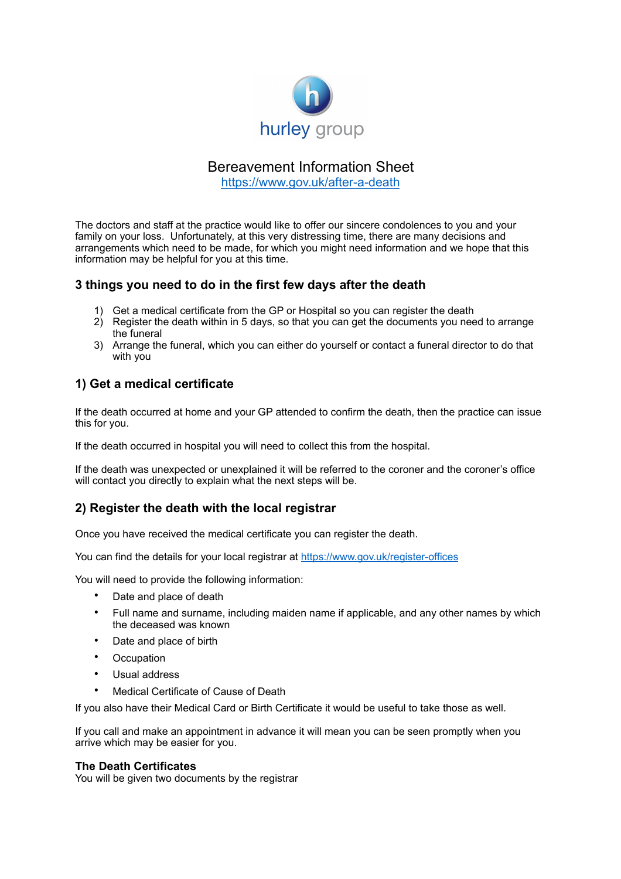hurley group

# Bereavement Information Sheet

https://www.gov.uk/after-a-death

The doctors and staff at the practice would like to offer our sincere condolences to you and your family on your loss. Unfortunately, at this very distressing time, there are many decisions and arrangements which need to be made, for which you might need information and we hope that this information may be helpful for you at this time.

## 3 things you need to do in the first few days after the death

1) Get a medical certificate from the GP or Hospital so you can register the death
2) Register the death within in 5 days, so that you can get the documents you need to arrange the funeral
3) Arrange the funeral, which you can either do yourself or contact a funeral director to do that with you

## 1) Get a medical certificate

If the death occurred at home and your GP attended to confirm the death, then the practice can issue this for you.

If the death occurred in hospital you will need to collect this from the hospital.

If the death was unexpected or unexplained it will be referred to the coroner and the coroner's office will contact you directly to explain what the next steps will be.

## 2) Register the death with the local registrar

Once you have received the medical certificate you can register the death.

You can find the details for your local registrar at https://www.gov.uk/register-offices

You will need to provide the following information:

- Date and place of death
- Full name and surname, including maiden name if applicable, and any other names by which the deceased was known
- Date and place of birth
- Occupation
- Usual address
- Medical Certificate of Cause of Death

If you also have their Medical Card or Birth Certificate it would be useful to take those as well.

If you call and make an appointment in advance it will mean you can be seen promptly when you arrive which may be easier for you.

### The Death Certificates

You will be given two documents by the registrar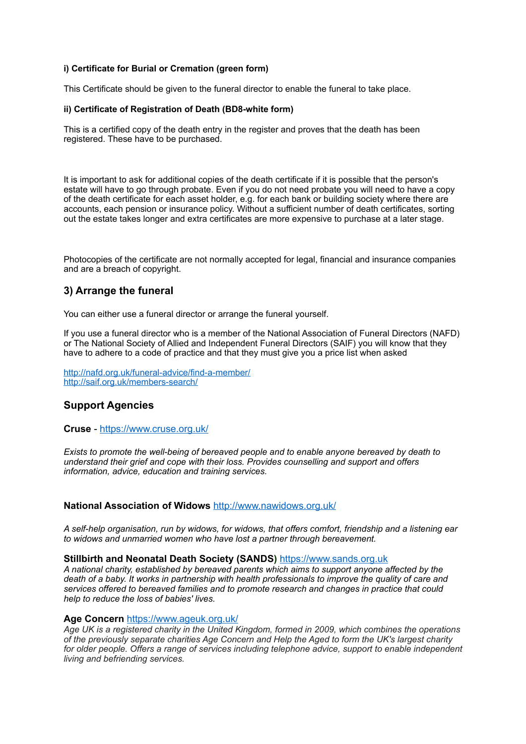**i) Certificate for Burial or Cremation (green form)**

This Certificate should be given to the funeral director to enable the funeral to take place.

**ii) Certificate of Registration of Death (BD8-white form)**

This is a certified copy of the death entry in the register and proves that the death has been registered. These have to be purchased.

It is important to ask for additional copies of the death certificate if it is possible that the person's estate will have to go through probate. Even if you do not need probate you will need to have a copy of the death certificate for each asset holder, e.g. for each bank or building society where there are accounts, each pension or insurance policy. Without a sufficient number of death certificates, sorting out the estate takes longer and extra certificates are more expensive to purchase at a later stage.

Photocopies of the certificate are not normally accepted for legal, financial and insurance companies and are a breach of copyright.

## 3) Arrange the funeral

You can either use a funeral director or arrange the funeral yourself.

If you use a funeral director who is a member of the National Association of Funeral Directors (NAFD) or The National Society of Allied and Independent Funeral Directors (SAIF) you will know that they have to adhere to a code of practice and that they must give you a price list when asked

http://nafd.org.uk/funeral-advice/find-a-member/
http://saif.org.uk/members-search/

## Support Agencies

**Cruse** - https://www.cruse.org.uk/

*Exists to promote the well-being of bereaved people and to enable anyone bereaved by death to understand their grief and cope with their loss. Provides counselling and support and offers information, advice, education and training services.*

**National Association of Widows** http://www.nawidows.org.uk/

*A self-help organisation, run by widows, for widows, that offers comfort, friendship and a listening ear to widows and unmarried women who have lost a partner through bereavement.*

**Stillbirth and Neonatal Death Society (SANDS)** https://www.sands.org.uk
*A national charity, established by bereaved parents which aims to support anyone affected by the death of a baby. It works in partnership with health professionals to improve the quality of care and services offered to bereaved families and to promote research and changes in practice that could help to reduce the loss of babies' lives.*

**Age Concern** https://www.ageuk.org.uk/
*Age UK is a registered charity in the United Kingdom, formed in 2009, which combines the operations of the previously separate charities Age Concern and Help the Aged to form the UK's largest charity for older people. Offers a range of services including telephone advice, support to enable independent living and befriending services.*